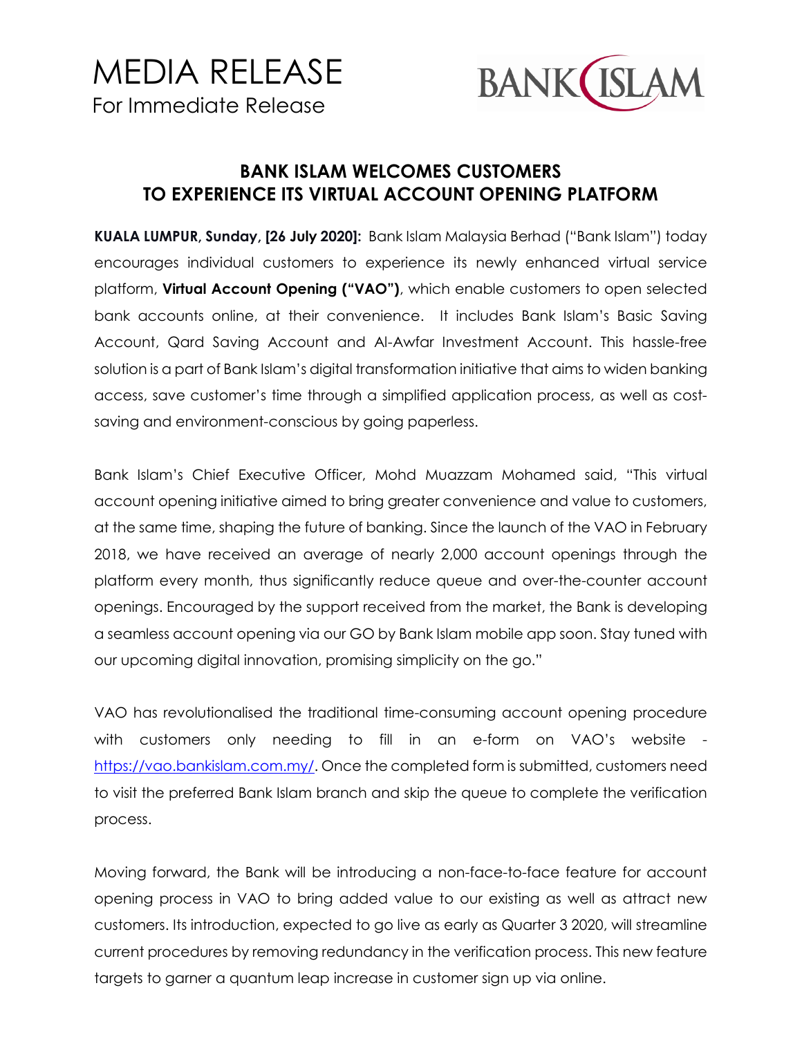# MEDIA RELEASE

For Immediate Release

BANK ISLAM

## BANK ISLAM WELCOMES CUSTOMERS TO EXPERIENCE ITS VIRTUAL ACCOUNT OPENING PLATFORM

**KUALA LUMPUR, Sunday, [26 July 2020]:** Bank Islam Malaysia Berhad ("Bank Islam") today encourages individual customers to experience its newly enhanced virtual service platform, **Virtual Account Opening ("VAO")**, which enable customers to open selected bank accounts online, at their convenience. It includes Bank Islam's Basic Saving Account, Qard Saving Account and Al-Awfar Investment Account. This hassle-free solution is a part of Bank Islam's digital transformation initiative that aims to widen banking access, save customer's time through a simplified application process, as well as cost-saving and environment-conscious by going paperless.

Bank Islam's Chief Executive Officer, Mohd Muazzam Mohamed said, "This virtual account opening initiative aimed to bring greater convenience and value to customers, at the same time, shaping the future of banking. Since the launch of the VAO in February 2018, we have received an average of nearly 2,000 account openings through the platform every month, thus significantly reduce queue and over-the-counter account openings. Encouraged by the support received from the market, the Bank is developing a seamless account opening via our GO by Bank Islam mobile app soon. Stay tuned with our upcoming digital innovation, promising simplicity on the go."

VAO has revolutionalised the traditional time-consuming account opening procedure with customers only needing to fill in an e-form on VAO's website - https://vao.bankislam.com.my/. Once the completed form is submitted, customers need to visit the preferred Bank Islam branch and skip the queue to complete the verification process.

Moving forward, the Bank will be introducing a non-face-to-face feature for account opening process in VAO to bring added value to our existing as well as attract new customers. Its introduction, expected to go live as early as Quarter 3 2020, will streamline current procedures by removing redundancy in the verification process. This new feature targets to garner a quantum leap increase in customer sign up via online.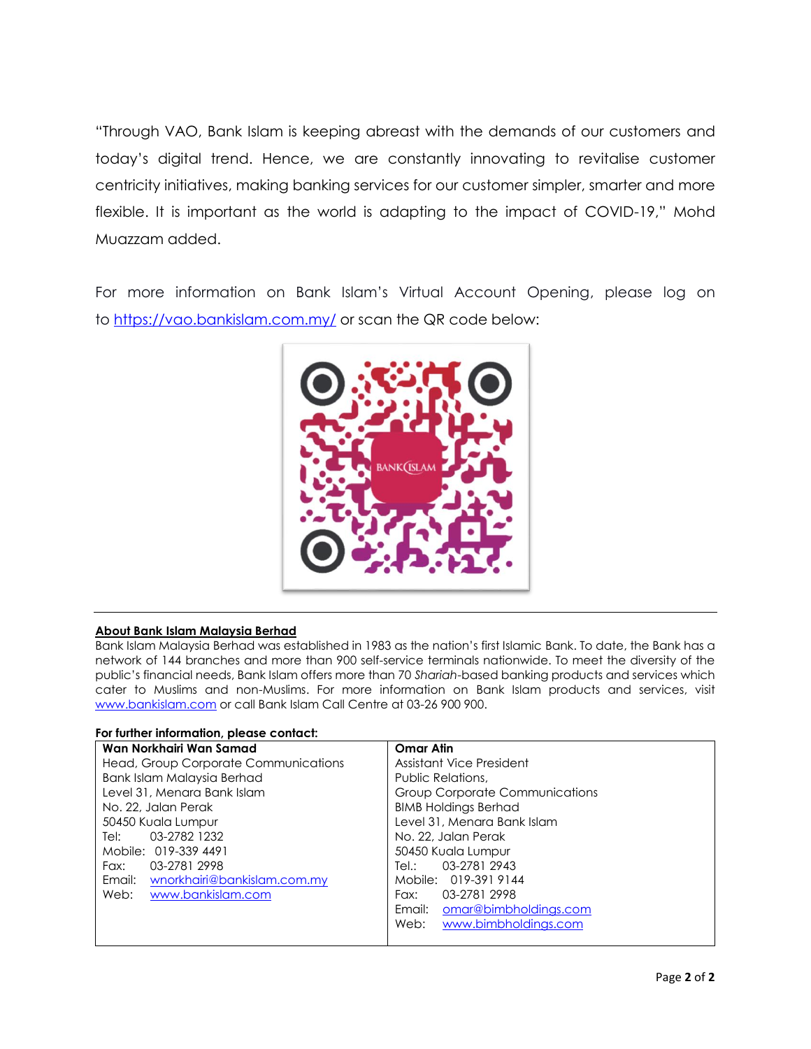"Through VAO, Bank Islam is keeping abreast with the demands of our customers and today's digital trend. Hence, we are constantly innovating to revitalise customer centricity initiatives, making banking services for our customer simpler, smarter and more flexible. It is important as the world is adapting to the impact of COVID-19," Mohd Muazzam added.

For more information on Bank Islam's Virtual Account Opening, please log on to https://vao.bankislam.com.my/ or scan the QR code below:

---

**About Bank Islam Malaysia Berhad**

Bank Islam Malaysia Berhad was established in 1983 as the nation's first Islamic Bank. To date, the Bank has a network of 144 branches and more than 900 self-service terminals nationwide. To meet the diversity of the public's financial needs, Bank Islam offers more than 70 *Shariah*-based banking products and services which cater to Muslims and non-Muslims. For more information on Bank Islam products and services, visit www.bankislam.com or call Bank Islam Call Centre at 03-26 900 900.

**For further information, please contact:**

| | |
|---|---|
| **Wan Norkhairi Wan Samad**<br>Head, Group Corporate Communications<br>Bank Islam Malaysia Berhad<br>Level 31, Menara Bank Islam<br>No. 22, Jalan Perak<br>50450 Kuala Lumpur<br>Tel: 03-2782 1232<br>Mobile: 019-339 4491<br>Fax: 03-2781 2998<br>Email: wnorkhairi@bankislam.com.my<br>Web: www.bankislam.com | **Omar Atin**<br>Assistant Vice President<br>Public Relations,<br>Group Corporate Communications<br>BIMB Holdings Berhad<br>Level 31, Menara Bank Islam<br>No. 22, Jalan Perak<br>50450 Kuala Lumpur<br>Tel.: 03-2781 2943<br>Mobile: 019-391 9144<br>Fax: 03-2781 2998<br>Email: omar@bimbholdings.com<br>Web: www.bimbholdings.com |